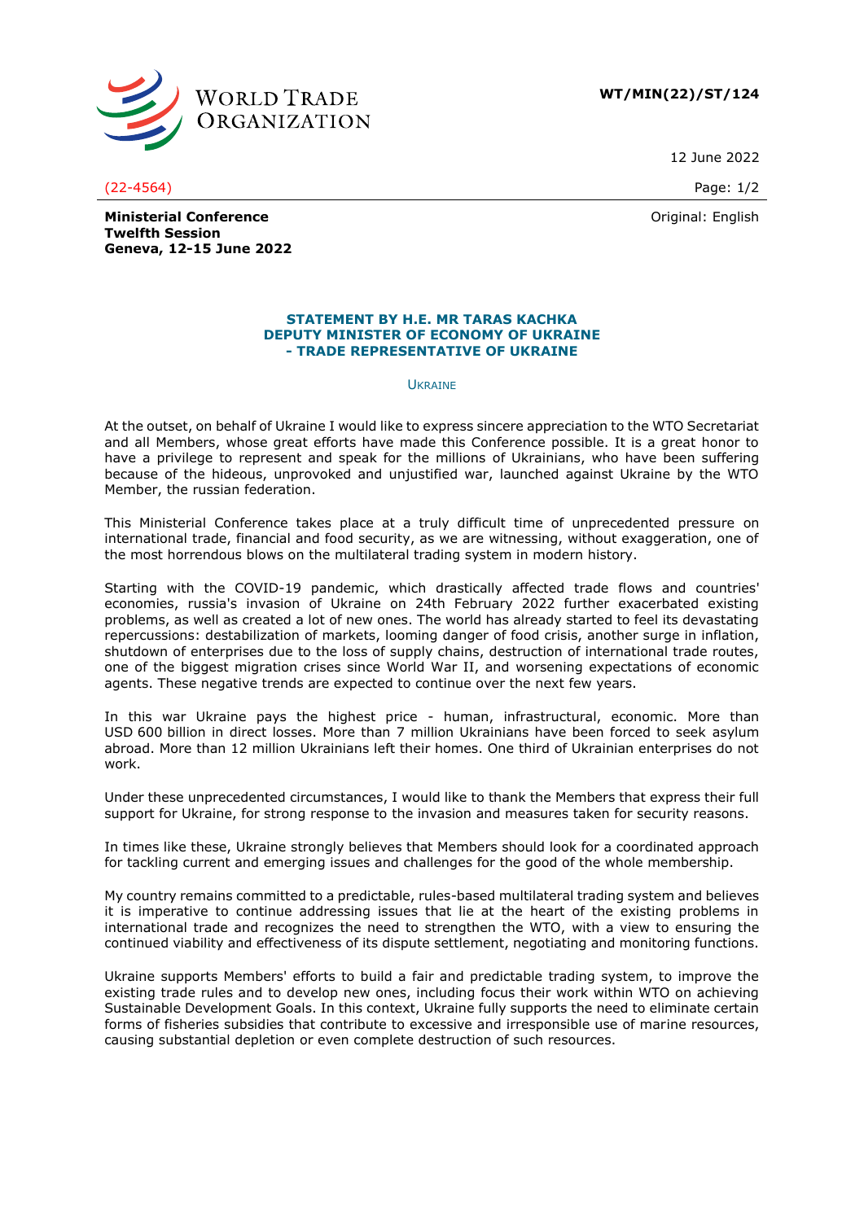**WT/MIN(22)/ST/124**

12 June 2022

(22-4564)

Original: English

**Ministerial Conference**
**Twelfth Session**
**Geneva, 12-15 June 2022**

## STATEMENT BY H.E. MR TARAS KACHKA DEPUTY MINISTER OF ECONOMY OF UKRAINE - TRADE REPRESENTATIVE OF UKRAINE

UKRAINE

At the outset, on behalf of Ukraine I would like to express sincere appreciation to the WTO Secretariat and all Members, whose great efforts have made this Conference possible. It is a great honor to have a privilege to represent and speak for the millions of Ukrainians, who have been suffering because of the hideous, unprovoked and unjustified war, launched against Ukraine by the WTO Member, the russian federation.

This Ministerial Conference takes place at a truly difficult time of unprecedented pressure on international trade, financial and food security, as we are witnessing, without exaggeration, one of the most horrendous blows on the multilateral trading system in modern history.

Starting with the COVID-19 pandemic, which drastically affected trade flows and countries' economies, russia's invasion of Ukraine on 24th February 2022 further exacerbated existing problems, as well as created a lot of new ones. The world has already started to feel its devastating repercussions: destabilization of markets, looming danger of food crisis, another surge in inflation, shutdown of enterprises due to the loss of supply chains, destruction of international trade routes, one of the biggest migration crises since World War II, and worsening expectations of economic agents. These negative trends are expected to continue over the next few years.

In this war Ukraine pays the highest price - human, infrastructural, economic. More than USD 600 billion in direct losses. More than 7 million Ukrainians have been forced to seek asylum abroad. More than 12 million Ukrainians left their homes. One third of Ukrainian enterprises do not work.

Under these unprecedented circumstances, I would like to thank the Members that express their full support for Ukraine, for strong response to the invasion and measures taken for security reasons.

In times like these, Ukraine strongly believes that Members should look for a coordinated approach for tackling current and emerging issues and challenges for the good of the whole membership.

My country remains committed to a predictable, rules-based multilateral trading system and believes it is imperative to continue addressing issues that lie at the heart of the existing problems in international trade and recognizes the need to strengthen the WTO, with a view to ensuring the continued viability and effectiveness of its dispute settlement, negotiating and monitoring functions.

Ukraine supports Members' efforts to build a fair and predictable trading system, to improve the existing trade rules and to develop new ones, including focus their work within WTO on achieving Sustainable Development Goals. In this context, Ukraine fully supports the need to eliminate certain forms of fisheries subsidies that contribute to excessive and irresponsible use of marine resources, causing substantial depletion or even complete destruction of such resources.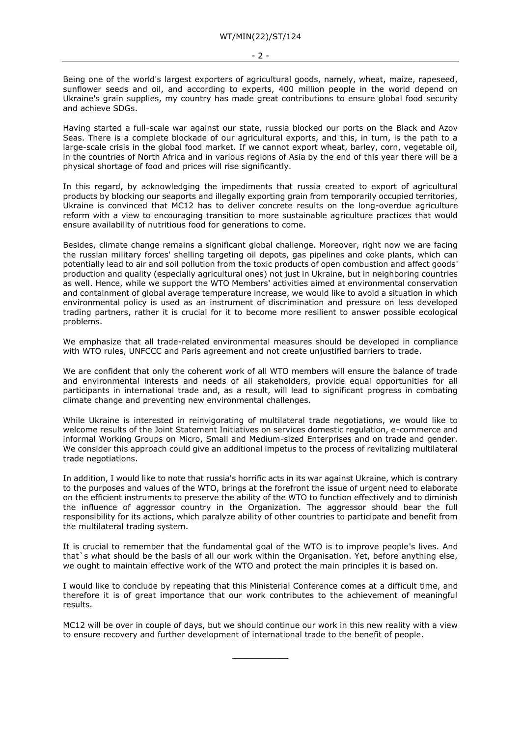Being one of the world's largest exporters of agricultural goods, namely, wheat, maize, rapeseed, sunflower seeds and oil, and according to experts, 400 million people in the world depend on Ukraine's grain supplies, my country has made great contributions to ensure global food security and achieve SDGs.

Having started a full-scale war against our state, russia blocked our ports on the Black and Azov Seas. There is a complete blockade of our agricultural exports, and this, in turn, is the path to a large-scale crisis in the global food market. If we cannot export wheat, barley, corn, vegetable oil, in the countries of North Africa and in various regions of Asia by the end of this year there will be a physical shortage of food and prices will rise significantly.

In this regard, by acknowledging the impediments that russia created to export of agricultural products by blocking our seaports and illegally exporting grain from temporarily occupied territories, Ukraine is convinced that MC12 has to deliver concrete results on the long-overdue agriculture reform with a view to encouraging transition to more sustainable agriculture practices that would ensure availability of nutritious food for generations to come.

Besides, climate change remains a significant global challenge. Moreover, right now we are facing the russian military forces' shelling targeting oil depots, gas pipelines and coke plants, which can potentially lead to air and soil pollution from the toxic products of open combustion and affect goods' production and quality (especially agricultural ones) not just in Ukraine, but in neighboring countries as well. Hence, while we support the WTO Members' activities aimed at environmental conservation and containment of global average temperature increase, we would like to avoid a situation in which environmental policy is used as an instrument of discrimination and pressure on less developed trading partners, rather it is crucial for it to become more resilient to answer possible ecological problems.

We emphasize that all trade-related environmental measures should be developed in compliance with WTO rules, UNFCCC and Paris agreement and not create unjustified barriers to trade.

We are confident that only the coherent work of all WTO members will ensure the balance of trade and environmental interests and needs of all stakeholders, provide equal opportunities for all participants in international trade and, as a result, will lead to significant progress in combating climate change and preventing new environmental challenges.

While Ukraine is interested in reinvigorating of multilateral trade negotiations, we would like to welcome results of the Joint Statement Initiatives on services domestic regulation, e-commerce and informal Working Groups on Micro, Small and Medium-sized Enterprises and on trade and gender. We consider this approach could give an additional impetus to the process of revitalizing multilateral trade negotiations.

In addition, I would like to note that russia's horrific acts in its war against Ukraine, which is contrary to the purposes and values of the WTO, brings at the forefront the issue of urgent need to elaborate on the efficient instruments to preserve the ability of the WTO to function effectively and to diminish the influence of aggressor country in the Organization. The aggressor should bear the full responsibility for its actions, which paralyze ability of other countries to participate and benefit from the multilateral trading system.

It is crucial to remember that the fundamental goal of the WTO is to improve people's lives. And that`s what should be the basis of all our work within the Organisation. Yet, before anything else, we ought to maintain effective work of the WTO and protect the main principles it is based on.

I would like to conclude by repeating that this Ministerial Conference comes at a difficult time, and therefore it is of great importance that our work contributes to the achievement of meaningful results.

MC12 will be over in couple of days, but we should continue our work in this new reality with a view to ensure recovery and further development of international trade to the benefit of people.

---